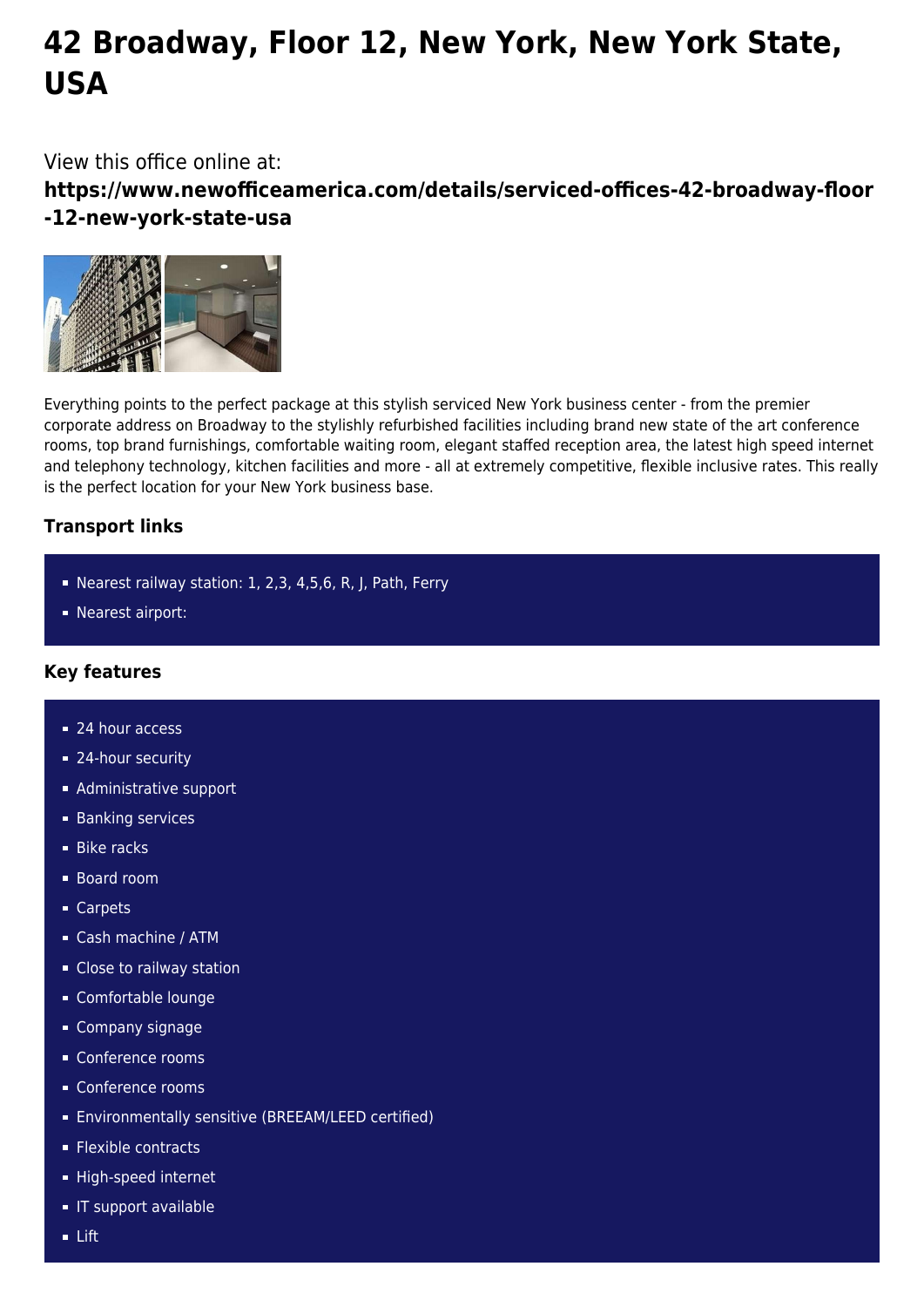# 42 Broadway, Floor 12, New York, New York State, USA

View this office online at:

**https://www.newofficeamerica.com/details/serviced-offices-42-broadway-floor-12-new-york-state-usa**

Everything points to the perfect package at this stylish serviced New York business center - from the premier corporate address on Broadway to the stylishly refurbished facilities including brand new state of the art conference rooms, top brand furnishings, comfortable waiting room, elegant staffed reception area, the latest high speed internet and telephony technology, kitchen facilities and more - all at extremely competitive, flexible inclusive rates. This really is the perfect location for your New York business base.

### Transport links

- Nearest railway station: 1, 2,3, 4,5,6, R, J, Path, Ferry
- Nearest airport:

### Key features

- 24 hour access
- 24-hour security
- Administrative support
- Banking services
- Bike racks
- Board room
- Carpets
- Cash machine / ATM
- Close to railway station
- Comfortable lounge
- Company signage
- Conference rooms
- Conference rooms
- Environmentally sensitive (BREEAM/LEED certified)
- Flexible contracts
- High-speed internet
- IT support available
- Lift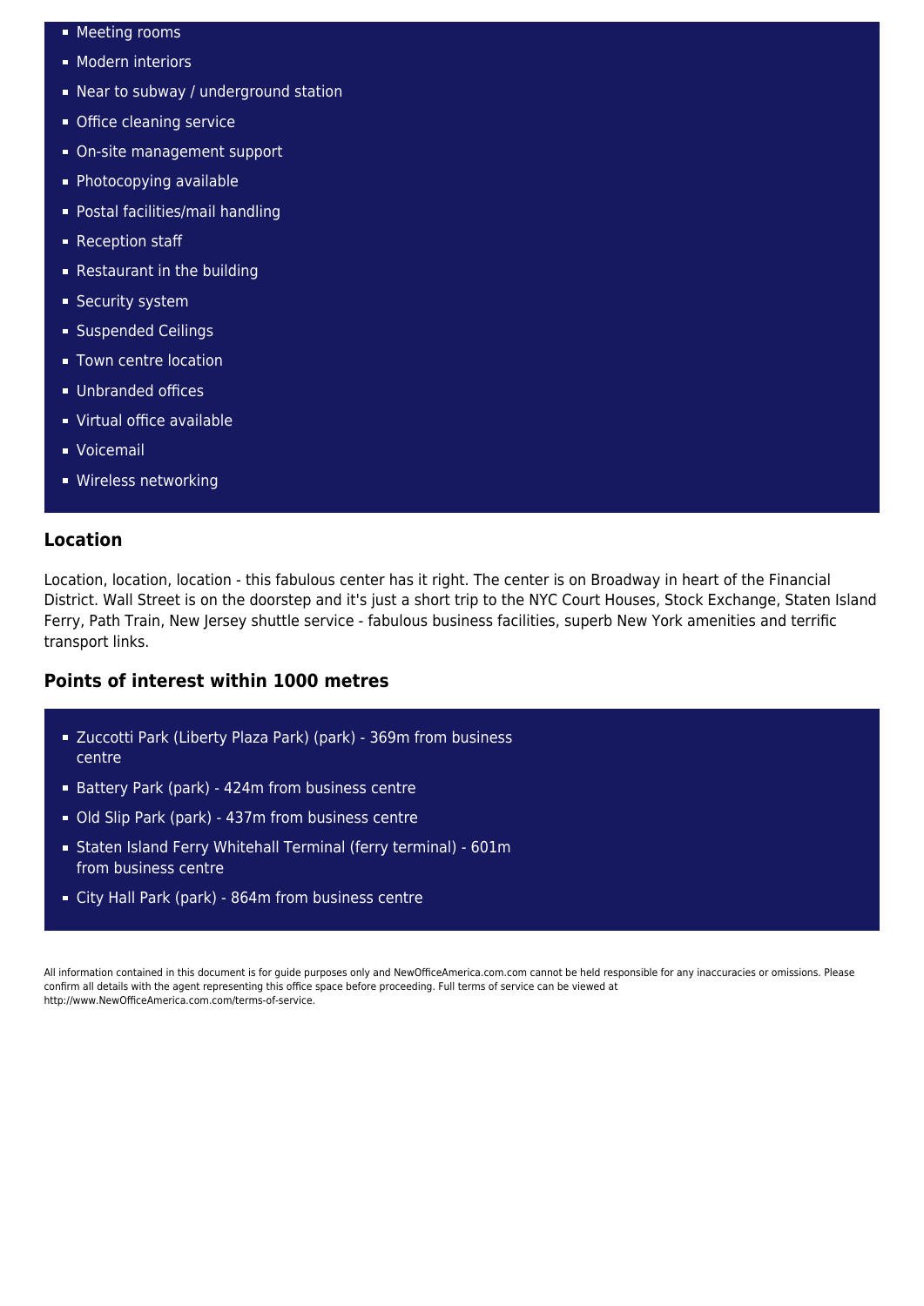- Meeting rooms
- Modern interiors
- Near to subway / underground station
- Office cleaning service
- On-site management support
- Photocopying available
- Postal facilities/mail handling
- Reception staff
- Restaurant in the building
- Security system
- Suspended Ceilings
- Town centre location
- Unbranded offices
- Virtual office available
- Voicemail
- Wireless networking

## Location

Location, location, location - this fabulous center has it right. The center is on Broadway in heart of the Financial District. Wall Street is on the doorstep and it's just a short trip to the NYC Court Houses, Stock Exchange, Staten Island Ferry, Path Train, New Jersey shuttle service - fabulous business facilities, superb New York amenities and terrific transport links.

## Points of interest within 1000 metres

- Zuccotti Park (Liberty Plaza Park) (park) - 369m from business centre
- Battery Park (park) - 424m from business centre
- Old Slip Park (park) - 437m from business centre
- Staten Island Ferry Whitehall Terminal (ferry terminal) - 601m from business centre
- City Hall Park (park) - 864m from business centre

All information contained in this document is for guide purposes only and NewOfficeAmerica.com.com cannot be held responsible for any inaccuracies or omissions. Please confirm all details with the agent representing this office space before proceeding. Full terms of service can be viewed at http://www.NewOfficeAmerica.com.com/terms-of-service.